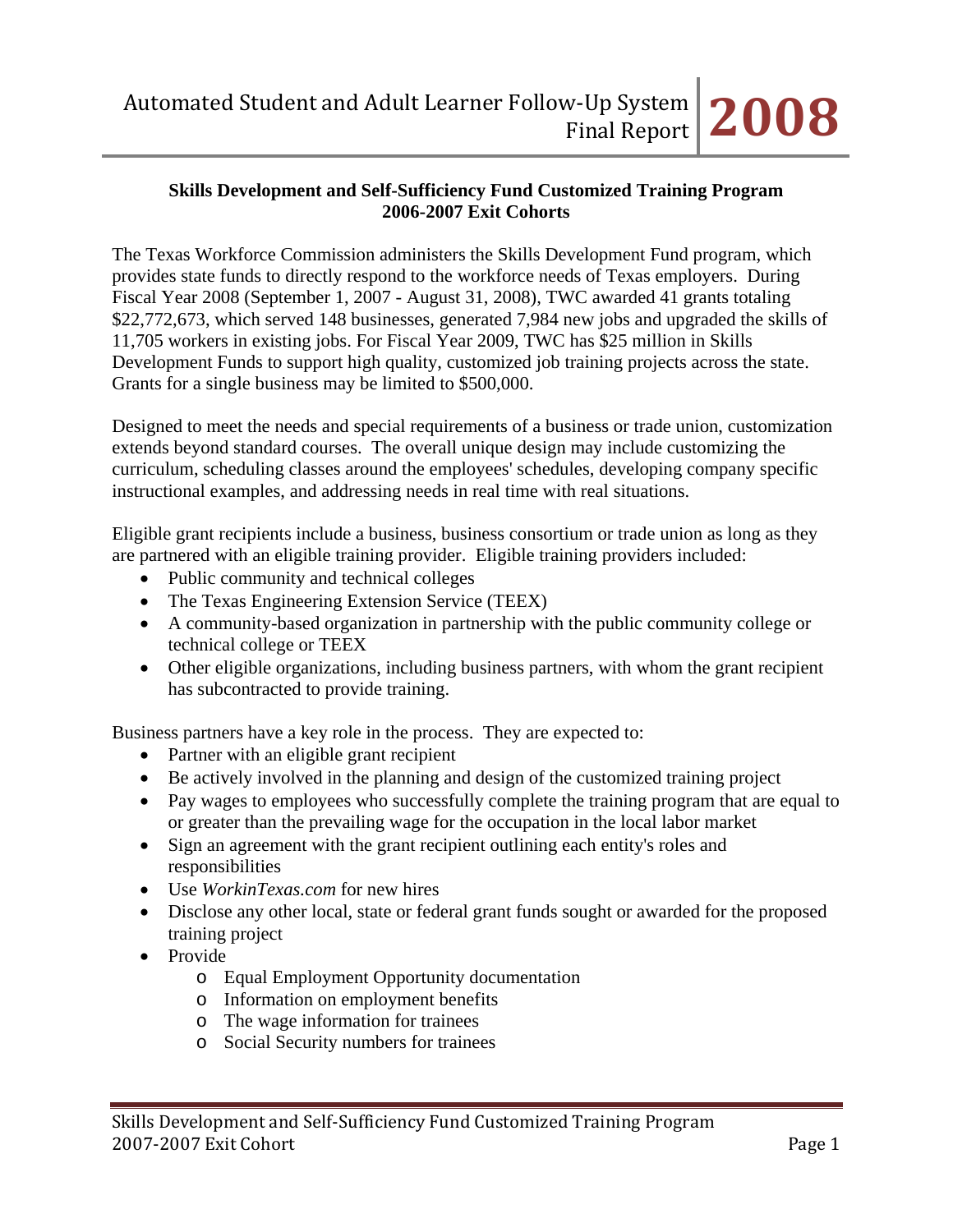## Skills Development and Self-Sufficiency Fund Customized Training Program
## 2006-2007 Exit Cohorts

The Texas Workforce Commission administers the Skills Development Fund program, which provides state funds to directly respond to the workforce needs of Texas employers. During Fiscal Year 2008 (September 1, 2007 - August 31, 2008), TWC awarded 41 grants totaling $22,772,673, which served 148 businesses, generated 7,984 new jobs and upgraded the skills of 11,705 workers in existing jobs. For Fiscal Year 2009, TWC has $25 million in Skills Development Funds to support high quality, customized job training projects across the state. Grants for a single business may be limited to $500,000.

Designed to meet the needs and special requirements of a business or trade union, customization extends beyond standard courses. The overall unique design may include customizing the curriculum, scheduling classes around the employees' schedules, developing company specific instructional examples, and addressing needs in real time with real situations.

Eligible grant recipients include a business, business consortium or trade union as long as they are partnered with an eligible training provider. Eligible training providers included:

- Public community and technical colleges
- The Texas Engineering Extension Service (TEEX)
- A community-based organization in partnership with the public community college or technical college or TEEX
- Other eligible organizations, including business partners, with whom the grant recipient has subcontracted to provide training.

Business partners have a key role in the process. They are expected to:

- Partner with an eligible grant recipient
- Be actively involved in the planning and design of the customized training project
- Pay wages to employees who successfully complete the training program that are equal to or greater than the prevailing wage for the occupation in the local labor market
- Sign an agreement with the grant recipient outlining each entity's roles and responsibilities
- Use *WorkinTexas.com* for new hires
- Disclose any other local, state or federal grant funds sought or awarded for the proposed training project
- Provide
  - Equal Employment Opportunity documentation
  - Information on employment benefits
  - The wage information for trainees
  - Social Security numbers for trainees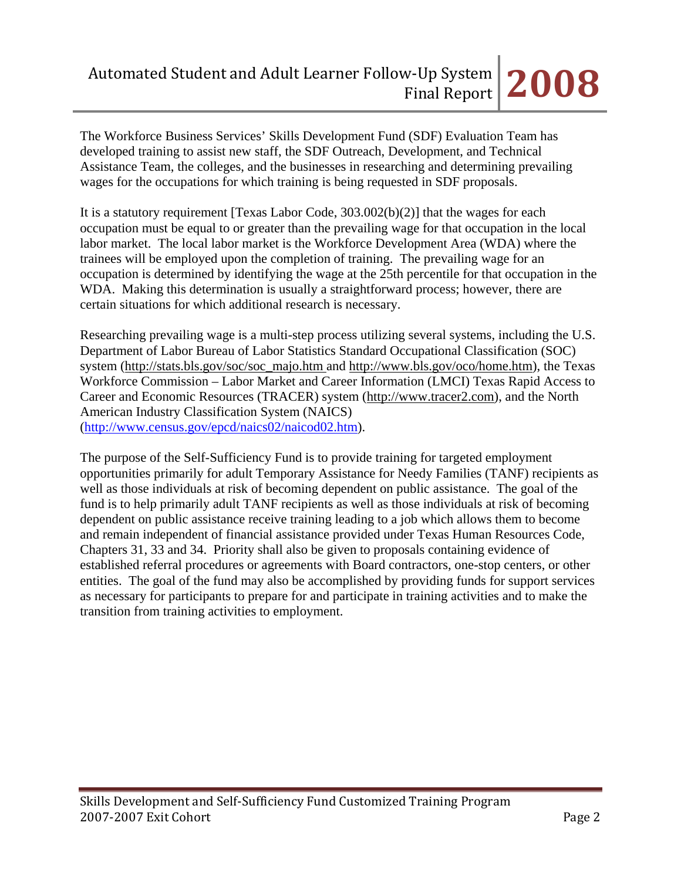The Workforce Business Services' Skills Development Fund (SDF) Evaluation Team has developed training to assist new staff, the SDF Outreach, Development, and Technical Assistance Team, the colleges, and the businesses in researching and determining prevailing wages for the occupations for which training is being requested in SDF proposals.

It is a statutory requirement [Texas Labor Code, 303.002(b)(2)] that the wages for each occupation must be equal to or greater than the prevailing wage for that occupation in the local labor market. The local labor market is the Workforce Development Area (WDA) where the trainees will be employed upon the completion of training. The prevailing wage for an occupation is determined by identifying the wage at the 25th percentile for that occupation in the WDA. Making this determination is usually a straightforward process; however, there are certain situations for which additional research is necessary.

Researching prevailing wage is a multi-step process utilizing several systems, including the U.S. Department of Labor Bureau of Labor Statistics Standard Occupational Classification (SOC) system (http://stats.bls.gov/soc/soc_majo.htm and http://www.bls.gov/oco/home.htm), the Texas Workforce Commission – Labor Market and Career Information (LMCI) Texas Rapid Access to Career and Economic Resources (TRACER) system (http://www.tracer2.com), and the North American Industry Classification System (NAICS) (http://www.census.gov/epcd/naics02/naicod02.htm).

The purpose of the Self-Sufficiency Fund is to provide training for targeted employment opportunities primarily for adult Temporary Assistance for Needy Families (TANF) recipients as well as those individuals at risk of becoming dependent on public assistance. The goal of the fund is to help primarily adult TANF recipients as well as those individuals at risk of becoming dependent on public assistance receive training leading to a job which allows them to become and remain independent of financial assistance provided under Texas Human Resources Code, Chapters 31, 33 and 34. Priority shall also be given to proposals containing evidence of established referral procedures or agreements with Board contractors, one-stop centers, or other entities. The goal of the fund may also be accomplished by providing funds for support services as necessary for participants to prepare for and participate in training activities and to make the transition from training activities to employment.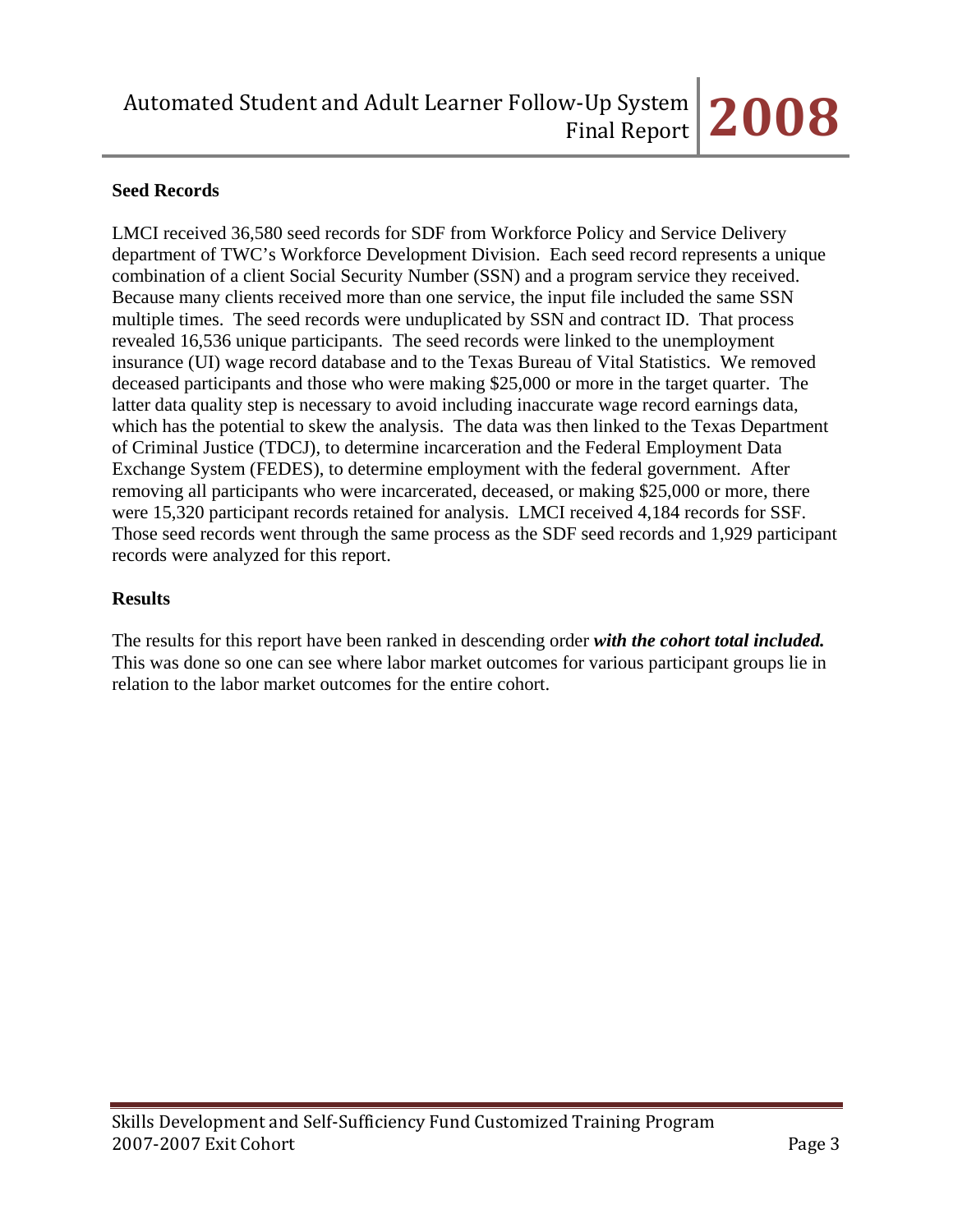## Seed Records

LMCI received 36,580 seed records for SDF from Workforce Policy and Service Delivery department of TWC's Workforce Development Division. Each seed record represents a unique combination of a client Social Security Number (SSN) and a program service they received. Because many clients received more than one service, the input file included the same SSN multiple times. The seed records were unduplicated by SSN and contract ID. That process revealed 16,536 unique participants. The seed records were linked to the unemployment insurance (UI) wage record database and to the Texas Bureau of Vital Statistics. We removed deceased participants and those who were making $25,000 or more in the target quarter. The latter data quality step is necessary to avoid including inaccurate wage record earnings data, which has the potential to skew the analysis. The data was then linked to the Texas Department of Criminal Justice (TDCJ), to determine incarceration and the Federal Employment Data Exchange System (FEDES), to determine employment with the federal government. After removing all participants who were incarcerated, deceased, or making $25,000 or more, there were 15,320 participant records retained for analysis. LMCI received 4,184 records for SSF. Those seed records went through the same process as the SDF seed records and 1,929 participant records were analyzed for this report.

## Results

The results for this report have been ranked in descending order ***with the cohort total included.*** This was done so one can see where labor market outcomes for various participant groups lie in relation to the labor market outcomes for the entire cohort.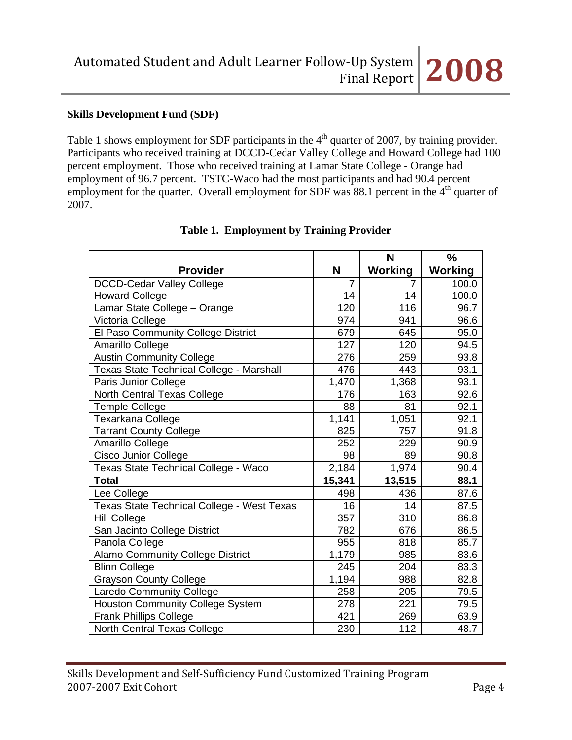**Skills Development Fund (SDF)**

Table 1 shows employment for SDF participants in the 4th quarter of 2007, by training provider. Participants who received training at DCCD-Cedar Valley College and Howard College had 100 percent employment. Those who received training at Lamar State College - Orange had employment of 96.7 percent. TSTC-Waco had the most participants and had 90.4 percent employment for the quarter. Overall employment for SDF was 88.1 percent in the 4th quarter of 2007.

**Table 1. Employment by Training Provider**

| Provider | N | N Working | % Working |
|---|---|---|---|
| DCCD-Cedar Valley College | 7 | 7 | 100.0 |
| Howard College | 14 | 14 | 100.0 |
| Lamar State College – Orange | 120 | 116 | 96.7 |
| Victoria College | 974 | 941 | 96.6 |
| El Paso Community College District | 679 | 645 | 95.0 |
| Amarillo College | 127 | 120 | 94.5 |
| Austin Community College | 276 | 259 | 93.8 |
| Texas State Technical College - Marshall | 476 | 443 | 93.1 |
| Paris Junior College | 1,470 | 1,368 | 93.1 |
| North Central Texas College | 176 | 163 | 92.6 |
| Temple College | 88 | 81 | 92.1 |
| Texarkana College | 1,141 | 1,051 | 92.1 |
| Tarrant County College | 825 | 757 | 91.8 |
| Amarillo College | 252 | 229 | 90.9 |
| Cisco Junior College | 98 | 89 | 90.8 |
| Texas State Technical College - Waco | 2,184 | 1,974 | 90.4 |
| **Total** | **15,341** | **13,515** | **88.1** |
| Lee College | 498 | 436 | 87.6 |
| Texas State Technical College - West Texas | 16 | 14 | 87.5 |
| Hill College | 357 | 310 | 86.8 |
| San Jacinto College District | 782 | 676 | 86.5 |
| Panola College | 955 | 818 | 85.7 |
| Alamo Community College District | 1,179 | 985 | 83.6 |
| Blinn College | 245 | 204 | 83.3 |
| Grayson County College | 1,194 | 988 | 82.8 |
| Laredo Community College | 258 | 205 | 79.5 |
| Houston Community College System | 278 | 221 | 79.5 |
| Frank Phillips College | 421 | 269 | 63.9 |
| North Central Texas College | 230 | 112 | 48.7 |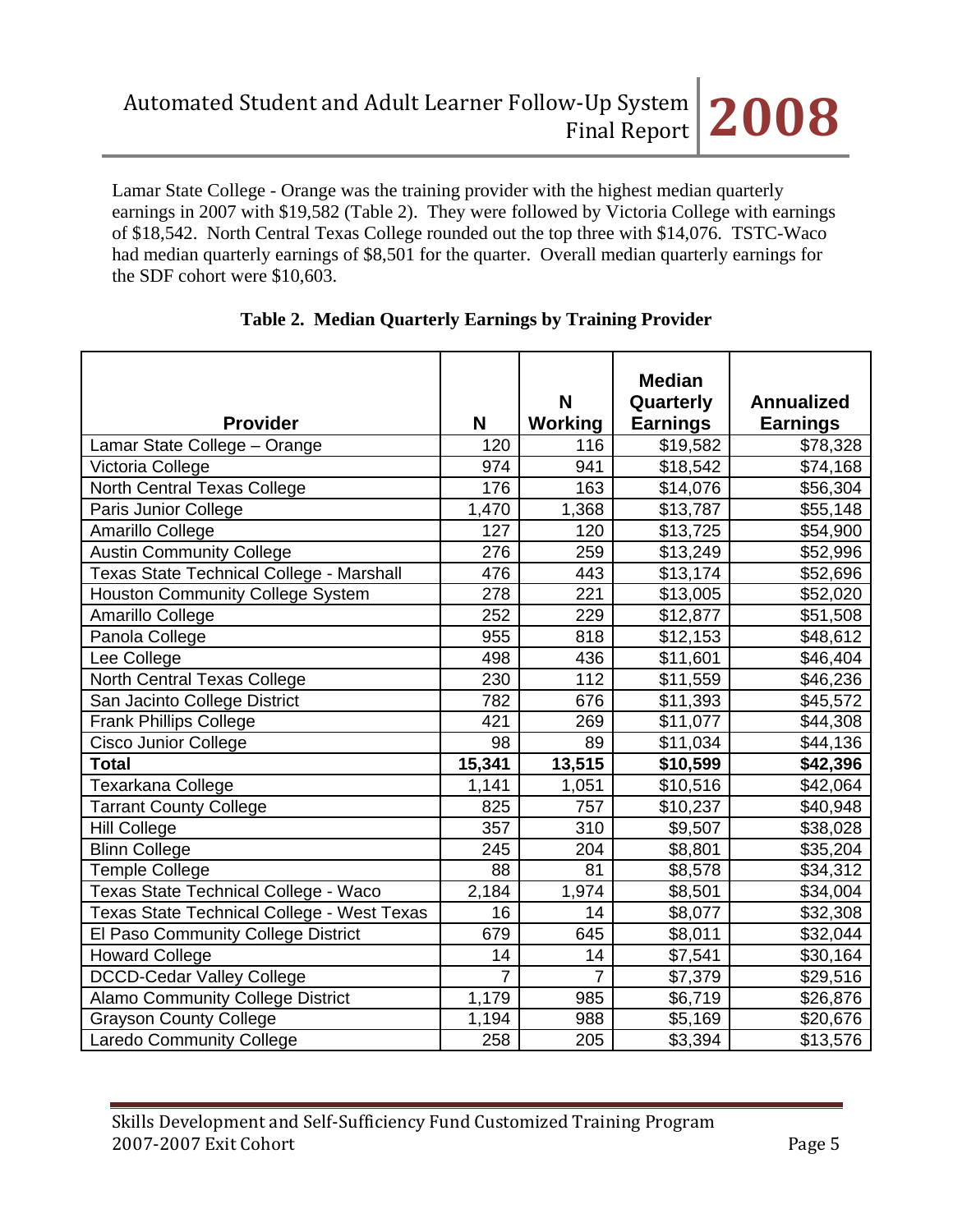Lamar State College - Orange was the training provider with the highest median quarterly earnings in 2007 with $19,582 (Table 2). They were followed by Victoria College with earnings of $18,542. North Central Texas College rounded out the top three with $14,076. TSTC-Waco had median quarterly earnings of $8,501 for the quarter. Overall median quarterly earnings for the SDF cohort were $10,603.

**Table 2. Median Quarterly Earnings by Training Provider**

| Provider | N | N Working | Median Quarterly Earnings | Annualized Earnings |
|---|---|---|---|---|
| Lamar State College – Orange | 120 | 116 | $19,582 | $78,328 |
| Victoria College | 974 | 941 | $18,542 | $74,168 |
| North Central Texas College | 176 | 163 | $14,076 | $56,304 |
| Paris Junior College | 1,470 | 1,368 | $13,787 | $55,148 |
| Amarillo College | 127 | 120 | $13,725 | $54,900 |
| Austin Community College | 276 | 259 | $13,249 | $52,996 |
| Texas State Technical College - Marshall | 476 | 443 | $13,174 | $52,696 |
| Houston Community College System | 278 | 221 | $13,005 | $52,020 |
| Amarillo College | 252 | 229 | $12,877 | $51,508 |
| Panola College | 955 | 818 | $12,153 | $48,612 |
| Lee College | 498 | 436 | $11,601 | $46,404 |
| North Central Texas College | 230 | 112 | $11,559 | $46,236 |
| San Jacinto College District | 782 | 676 | $11,393 | $45,572 |
| Frank Phillips College | 421 | 269 | $11,077 | $44,308 |
| Cisco Junior College | 98 | 89 | $11,034 | $44,136 |
| **Total** | **15,341** | **13,515** | **$10,599** | **$42,396** |
| Texarkana College | 1,141 | 1,051 | $10,516 | $42,064 |
| Tarrant County College | 825 | 757 | $10,237 | $40,948 |
| Hill College | 357 | 310 | $9,507 | $38,028 |
| Blinn College | 245 | 204 | $8,801 | $35,204 |
| Temple College | 88 | 81 | $8,578 | $34,312 |
| Texas State Technical College - Waco | 2,184 | 1,974 | $8,501 | $34,004 |
| Texas State Technical College - West Texas | 16 | 14 | $8,077 | $32,308 |
| El Paso Community College District | 679 | 645 | $8,011 | $32,044 |
| Howard College | 14 | 14 | $7,541 | $30,164 |
| DCCD-Cedar Valley College | 7 | 7 | $7,379 | $29,516 |
| Alamo Community College District | 1,179 | 985 | $6,719 | $26,876 |
| Grayson County College | 1,194 | 988 | $5,169 | $20,676 |
| Laredo Community College | 258 | 205 | $3,394 | $13,576 |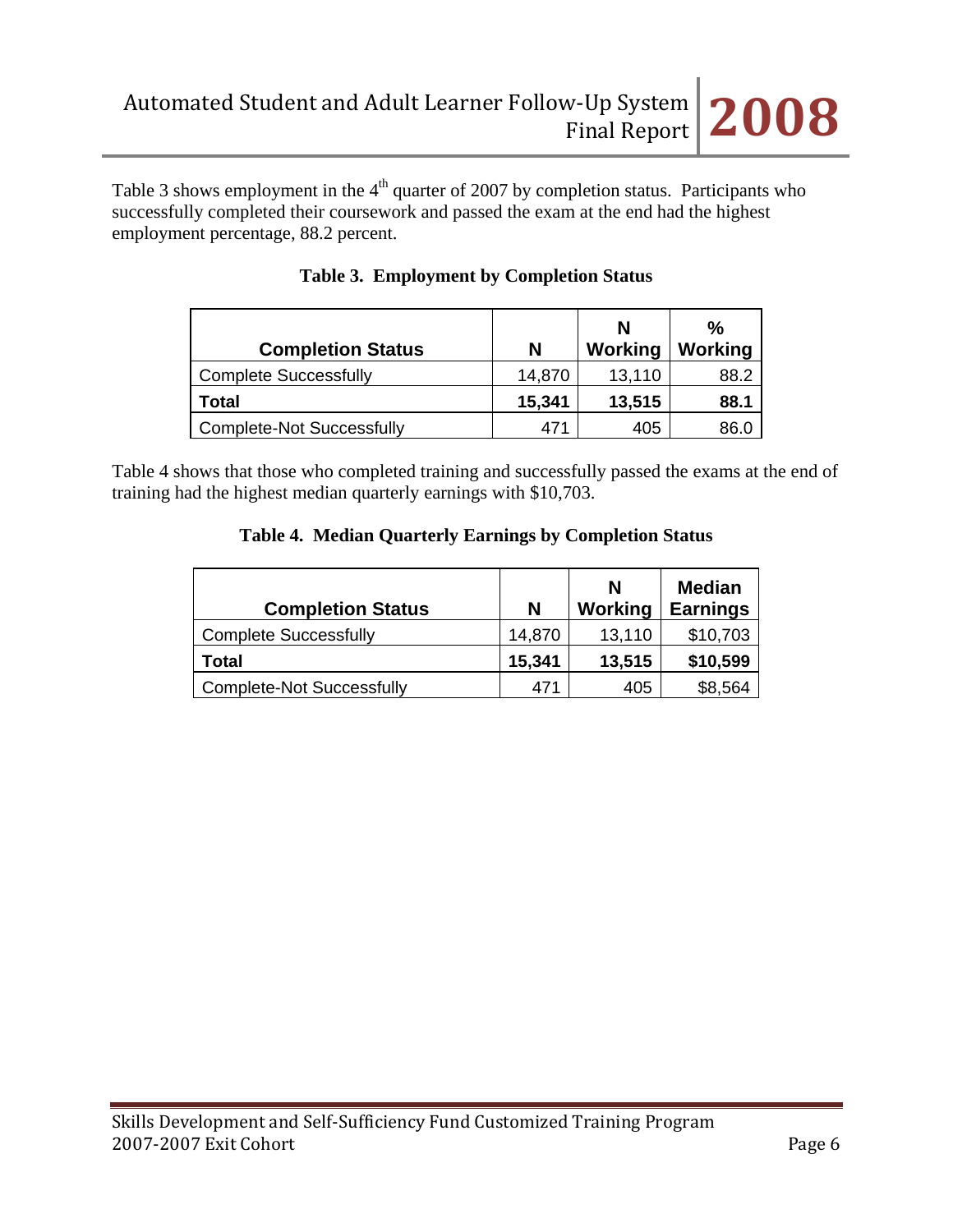Table 3 shows employment in the 4th quarter of 2007 by completion status. Participants who successfully completed their coursework and passed the exam at the end had the highest employment percentage, 88.2 percent.

**Table 3. Employment by Completion Status**

| Completion Status | N | N Working | % Working |
|---|---|---|---|
| Complete Successfully | 14,870 | 13,110 | 88.2 |
| **Total** | **15,341** | **13,515** | **88.1** |
| Complete-Not Successfully | 471 | 405 | 86.0 |

Table 4 shows that those who completed training and successfully passed the exams at the end of training had the highest median quarterly earnings with $10,703.

**Table 4. Median Quarterly Earnings by Completion Status**

| Completion Status | N | N Working | Median Earnings |
|---|---|---|---|
| Complete Successfully | 14,870 | 13,110 | $10,703 |
| **Total** | **15,341** | **13,515** | **$10,599** |
| Complete-Not Successfully | 471 | 405 | $8,564 |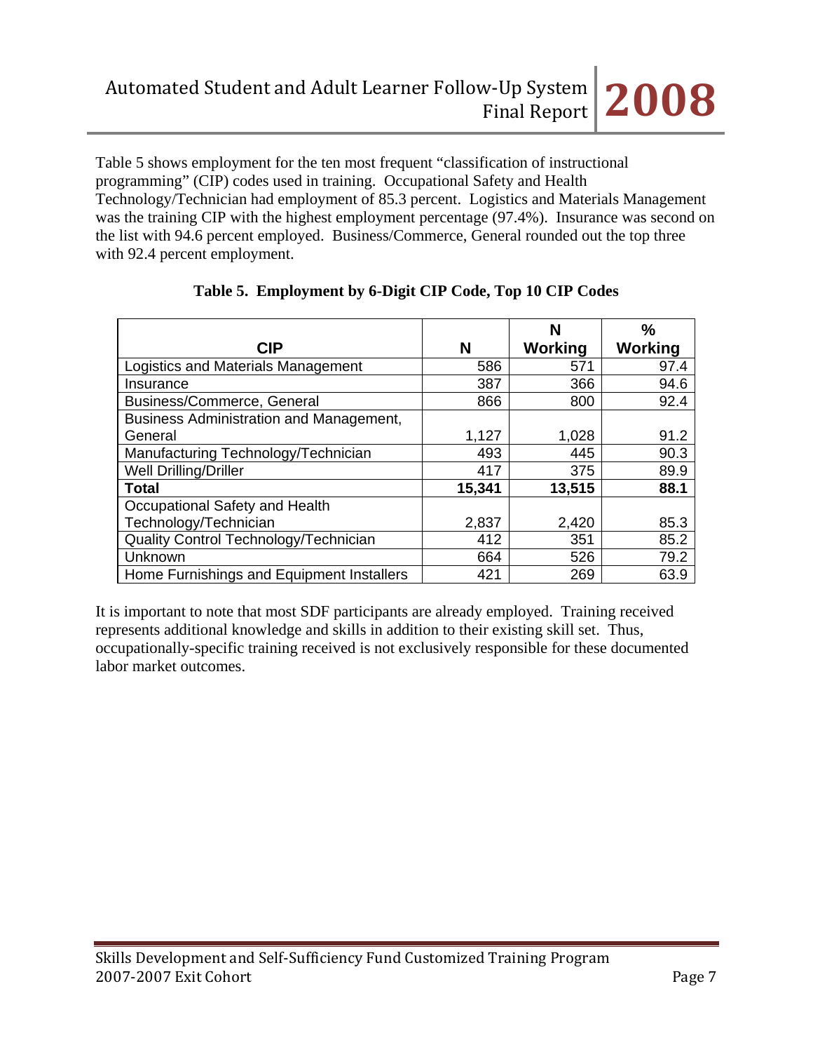Table 5 shows employment for the ten most frequent "classification of instructional programming" (CIP) codes used in training. Occupational Safety and Health Technology/Technician had employment of 85.3 percent. Logistics and Materials Management was the training CIP with the highest employment percentage (97.4%). Insurance was second on the list with 94.6 percent employed. Business/Commerce, General rounded out the top three with 92.4 percent employment.

**Table 5. Employment by 6-Digit CIP Code, Top 10 CIP Codes**

| CIP | N | N Working | % Working |
|---|---|---|---|
| Logistics and Materials Management | 586 | 571 | 97.4 |
| Insurance | 387 | 366 | 94.6 |
| Business/Commerce, General | 866 | 800 | 92.4 |
| Business Administration and Management, General | 1,127 | 1,028 | 91.2 |
| Manufacturing Technology/Technician | 493 | 445 | 90.3 |
| Well Drilling/Driller | 417 | 375 | 89.9 |
| **Total** | **15,341** | **13,515** | **88.1** |
| Occupational Safety and Health Technology/Technician | 2,837 | 2,420 | 85.3 |
| Quality Control Technology/Technician | 412 | 351 | 85.2 |
| Unknown | 664 | 526 | 79.2 |
| Home Furnishings and Equipment Installers | 421 | 269 | 63.9 |

It is important to note that most SDF participants are already employed. Training received represents additional knowledge and skills in addition to their existing skill set. Thus, occupationally-specific training received is not exclusively responsible for these documented labor market outcomes.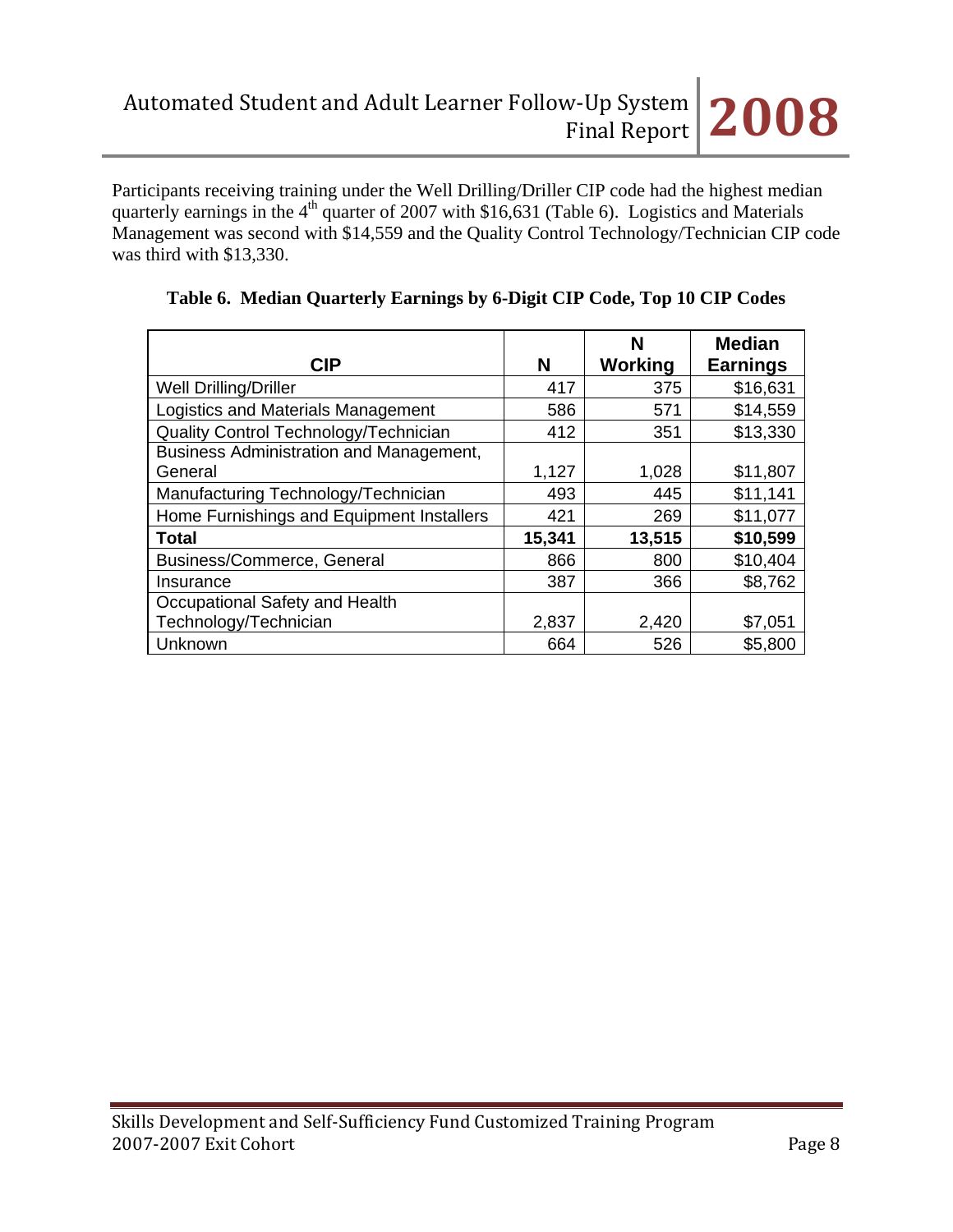Participants receiving training under the Well Drilling/Driller CIP code had the highest median quarterly earnings in the 4th quarter of 2007 with $16,631 (Table 6). Logistics and Materials Management was second with $14,559 and the Quality Control Technology/Technician CIP code was third with $13,330.

**Table 6. Median Quarterly Earnings by 6-Digit CIP Code, Top 10 CIP Codes**

| CIP | N | N Working | Median Earnings |
|---|---|---|---|
| Well Drilling/Driller | 417 | 375 | $16,631 |
| Logistics and Materials Management | 586 | 571 | $14,559 |
| Quality Control Technology/Technician | 412 | 351 | $13,330 |
| Business Administration and Management, General | 1,127 | 1,028 | $11,807 |
| Manufacturing Technology/Technician | 493 | 445 | $11,141 |
| Home Furnishings and Equipment Installers | 421 | 269 | $11,077 |
| **Total** | **15,341** | **13,515** | **$10,599** |
| Business/Commerce, General | 866 | 800 | $10,404 |
| Insurance | 387 | 366 | $8,762 |
| Occupational Safety and Health Technology/Technician | 2,837 | 2,420 | $7,051 |
| Unknown | 664 | 526 | $5,800 |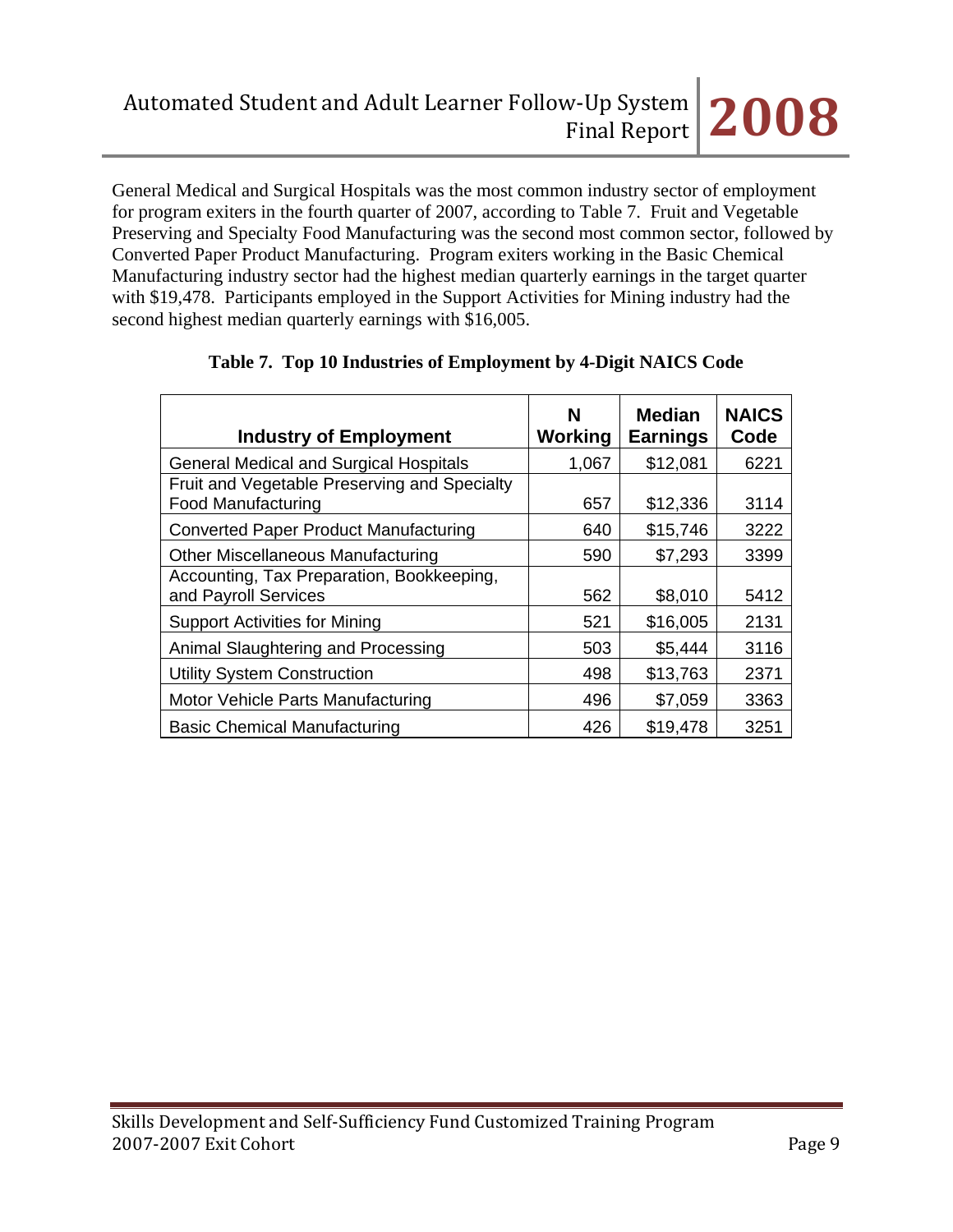General Medical and Surgical Hospitals was the most common industry sector of employment for program exiters in the fourth quarter of 2007, according to Table 7. Fruit and Vegetable Preserving and Specialty Food Manufacturing was the second most common sector, followed by Converted Paper Product Manufacturing. Program exiters working in the Basic Chemical Manufacturing industry sector had the highest median quarterly earnings in the target quarter with $19,478. Participants employed in the Support Activities for Mining industry had the second highest median quarterly earnings with $16,005.

**Table 7. Top 10 Industries of Employment by 4-Digit NAICS Code**

| Industry of Employment | N Working | Median Earnings | NAICS Code |
|---|---|---|---|
| General Medical and Surgical Hospitals | 1,067 | $12,081 | 6221 |
| Fruit and Vegetable Preserving and Specialty Food Manufacturing | 657 | $12,336 | 3114 |
| Converted Paper Product Manufacturing | 640 | $15,746 | 3222 |
| Other Miscellaneous Manufacturing | 590 | $7,293 | 3399 |
| Accounting, Tax Preparation, Bookkeeping, and Payroll Services | 562 | $8,010 | 5412 |
| Support Activities for Mining | 521 | $16,005 | 2131 |
| Animal Slaughtering and Processing | 503 | $5,444 | 3116 |
| Utility System Construction | 498 | $13,763 | 2371 |
| Motor Vehicle Parts Manufacturing | 496 | $7,059 | 3363 |
| Basic Chemical Manufacturing | 426 | $19,478 | 3251 |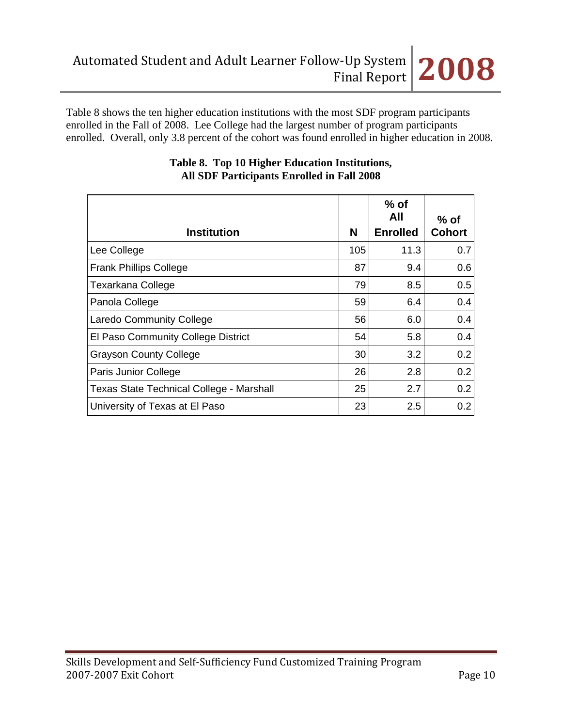Table 8 shows the ten higher education institutions with the most SDF program participants enrolled in the Fall of 2008. Lee College had the largest number of program participants enrolled. Overall, only 3.8 percent of the cohort was found enrolled in higher education in 2008.

**Table 8. Top 10 Higher Education Institutions, All SDF Participants Enrolled in Fall 2008**

| Institution | N | % of All Enrolled | % of Cohort |
|---|---|---|---|
| Lee College | 105 | 11.3 | 0.7 |
| Frank Phillips College | 87 | 9.4 | 0.6 |
| Texarkana College | 79 | 8.5 | 0.5 |
| Panola College | 59 | 6.4 | 0.4 |
| Laredo Community College | 56 | 6.0 | 0.4 |
| El Paso Community College District | 54 | 5.8 | 0.4 |
| Grayson County College | 30 | 3.2 | 0.2 |
| Paris Junior College | 26 | 2.8 | 0.2 |
| Texas State Technical College - Marshall | 25 | 2.7 | 0.2 |
| University of Texas at El Paso | 23 | 2.5 | 0.2 |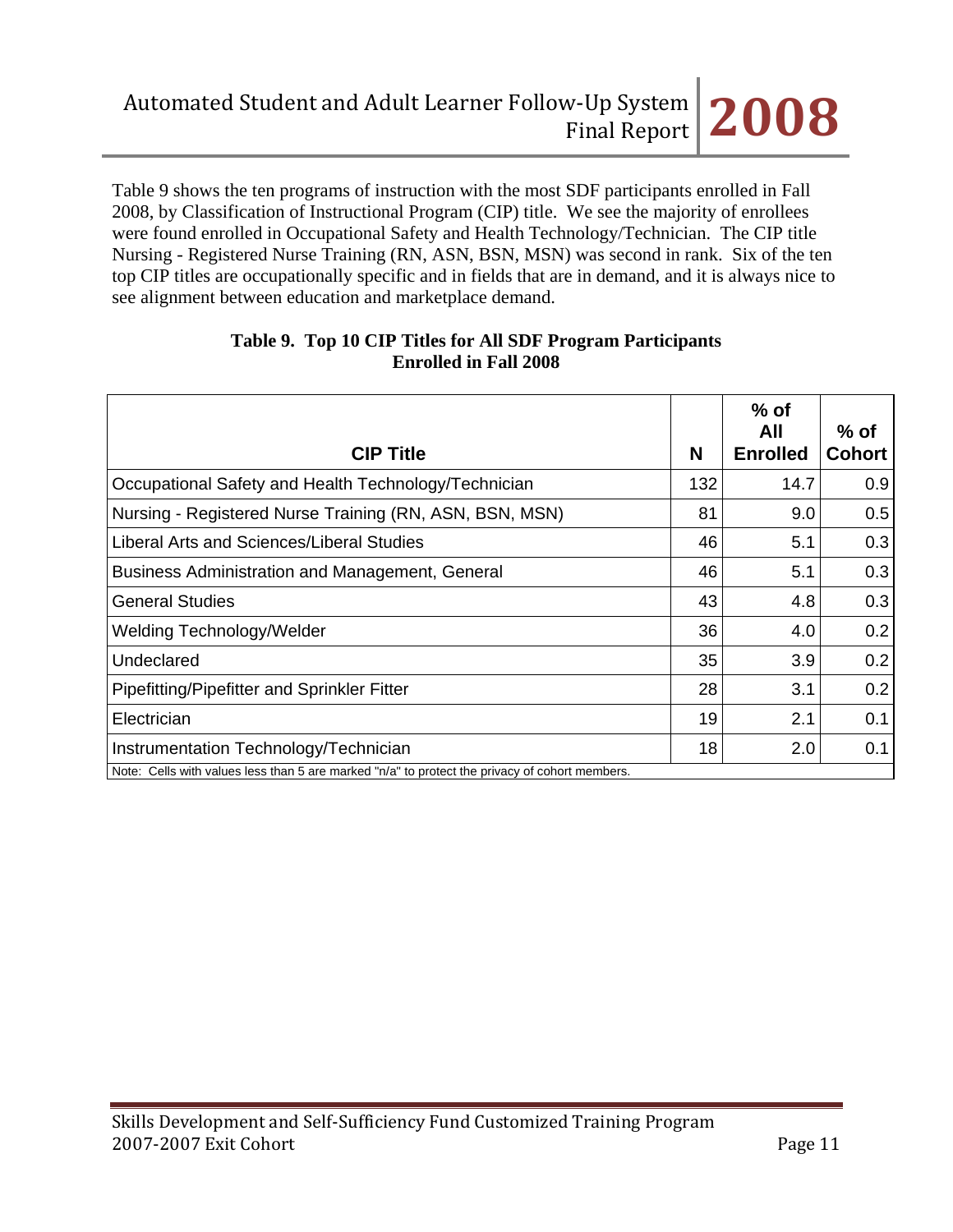Table 9 shows the ten programs of instruction with the most SDF participants enrolled in Fall 2008, by Classification of Instructional Program (CIP) title. We see the majority of enrollees were found enrolled in Occupational Safety and Health Technology/Technician. The CIP title Nursing - Registered Nurse Training (RN, ASN, BSN, MSN) was second in rank. Six of the ten top CIP titles are occupationally specific and in fields that are in demand, and it is always nice to see alignment between education and marketplace demand.

**Table 9. Top 10 CIP Titles for All SDF Program Participants Enrolled in Fall 2008**

| CIP Title | N | % of All Enrolled | % of Cohort |
|---|---|---|---|
| Occupational Safety and Health Technology/Technician | 132 | 14.7 | 0.9 |
| Nursing - Registered Nurse Training (RN, ASN, BSN, MSN) | 81 | 9.0 | 0.5 |
| Liberal Arts and Sciences/Liberal Studies | 46 | 5.1 | 0.3 |
| Business Administration and Management, General | 46 | 5.1 | 0.3 |
| General Studies | 43 | 4.8 | 0.3 |
| Welding Technology/Welder | 36 | 4.0 | 0.2 |
| Undeclared | 35 | 3.9 | 0.2 |
| Pipefitting/Pipefitter and Sprinkler Fitter | 28 | 3.1 | 0.2 |
| Electrician | 19 | 2.1 | 0.1 |
| Instrumentation Technology/Technician | 18 | 2.0 | 0.1 |

Note: Cells with values less than 5 are marked "n/a" to protect the privacy of cohort members.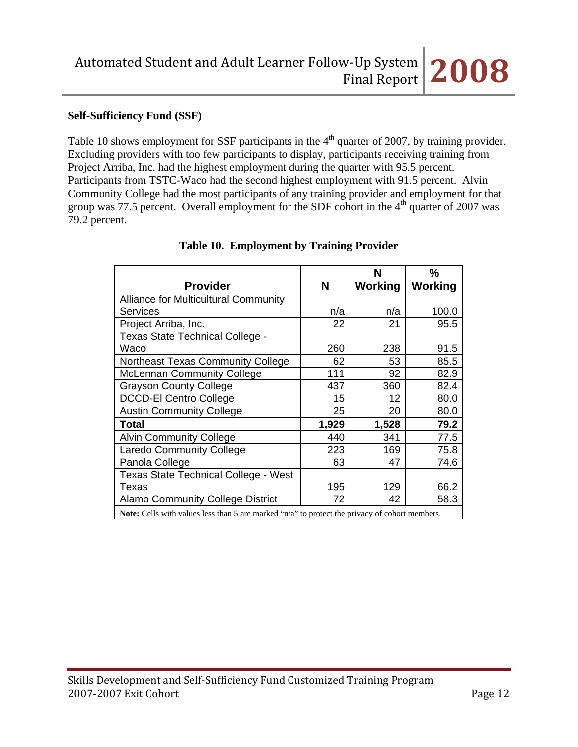### Self-Sufficiency Fund (SSF)

Table 10 shows employment for SSF participants in the 4th quarter of 2007, by training provider. Excluding providers with too few participants to display, participants receiving training from Project Arriba, Inc. had the highest employment during the quarter with 95.5 percent. Participants from TSTC-Waco had the second highest employment with 91.5 percent. Alvin Community College had the most participants of any training provider and employment for that group was 77.5 percent. Overall employment for the SDF cohort in the 4th quarter of 2007 was 79.2 percent.

**Table 10. Employment by Training Provider**

| Provider | N | N Working | % Working |
|---|---|---|---|
| Alliance for Multicultural Community Services | n/a | n/a | 100.0 |
| Project Arriba, Inc. | 22 | 21 | 95.5 |
| Texas State Technical College - Waco | 260 | 238 | 91.5 |
| Northeast Texas Community College | 62 | 53 | 85.5 |
| McLennan Community College | 111 | 92 | 82.9 |
| Grayson County College | 437 | 360 | 82.4 |
| DCCD-El Centro College | 15 | 12 | 80.0 |
| Austin Community College | 25 | 20 | 80.0 |
| **Total** | **1,929** | **1,528** | **79.2** |
| Alvin Community College | 440 | 341 | 77.5 |
| Laredo Community College | 223 | 169 | 75.8 |
| Panola College | 63 | 47 | 74.6 |
| Texas State Technical College - West Texas | 195 | 129 | 66.2 |
| Alamo Community College District | 72 | 42 | 58.3 |

**Note:** Cells with values less than 5 are marked "n/a" to protect the privacy of cohort members.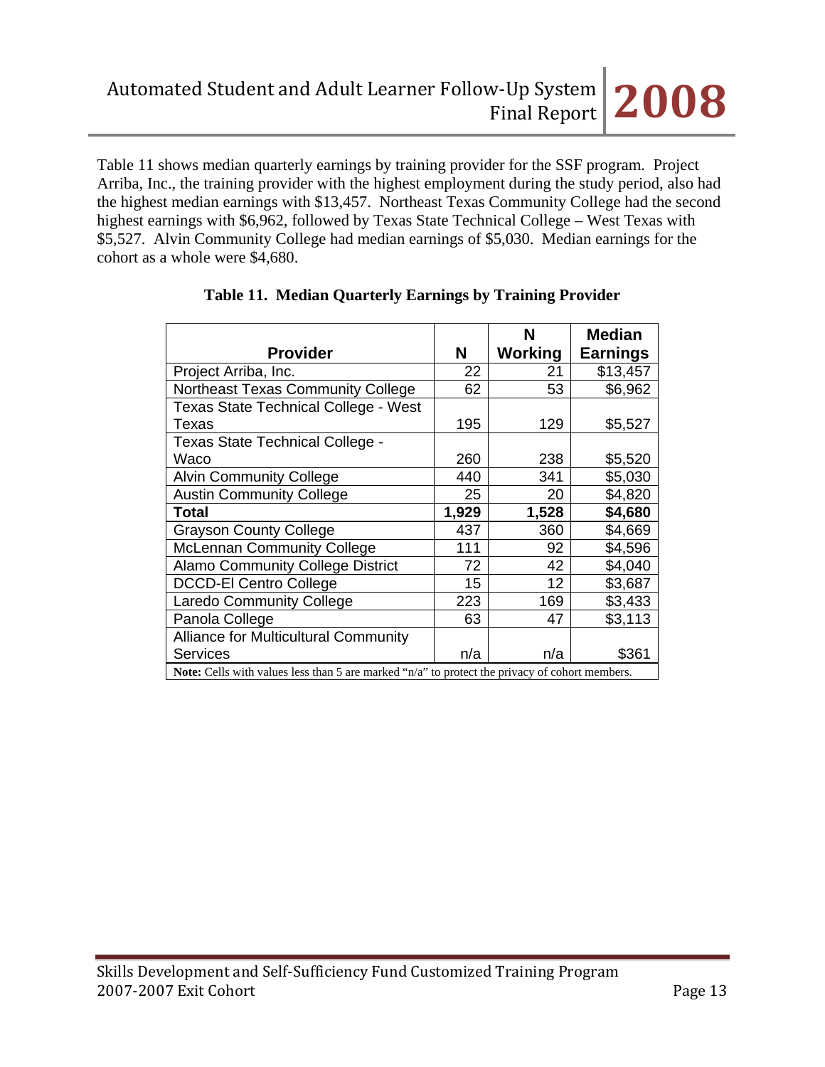Table 11 shows median quarterly earnings by training provider for the SSF program. Project Arriba, Inc., the training provider with the highest employment during the study period, also had the highest median earnings with $13,457. Northeast Texas Community College had the second highest earnings with $6,962, followed by Texas State Technical College – West Texas with $5,527. Alvin Community College had median earnings of $5,030. Median earnings for the cohort as a whole were $4,680.

**Table 11. Median Quarterly Earnings by Training Provider**

| Provider | N | N Working | Median Earnings |
|---|---|---|---|
| Project Arriba, Inc. | 22 | 21 | $13,457 |
| Northeast Texas Community College | 62 | 53 | $6,962 |
| Texas State Technical College - West Texas | 195 | 129 | $5,527 |
| Texas State Technical College - Waco | 260 | 238 | $5,520 |
| Alvin Community College | 440 | 341 | $5,030 |
| Austin Community College | 25 | 20 | $4,820 |
| **Total** | **1,929** | **1,528** | **$4,680** |
| Grayson County College | 437 | 360 | $4,669 |
| McLennan Community College | 111 | 92 | $4,596 |
| Alamo Community College District | 72 | 42 | $4,040 |
| DCCD-El Centro College | 15 | 12 | $3,687 |
| Laredo Community College | 223 | 169 | $3,433 |
| Panola College | 63 | 47 | $3,113 |
| Alliance for Multicultural Community Services | n/a | n/a | $361 |

**Note:** Cells with values less than 5 are marked "n/a" to protect the privacy of cohort members.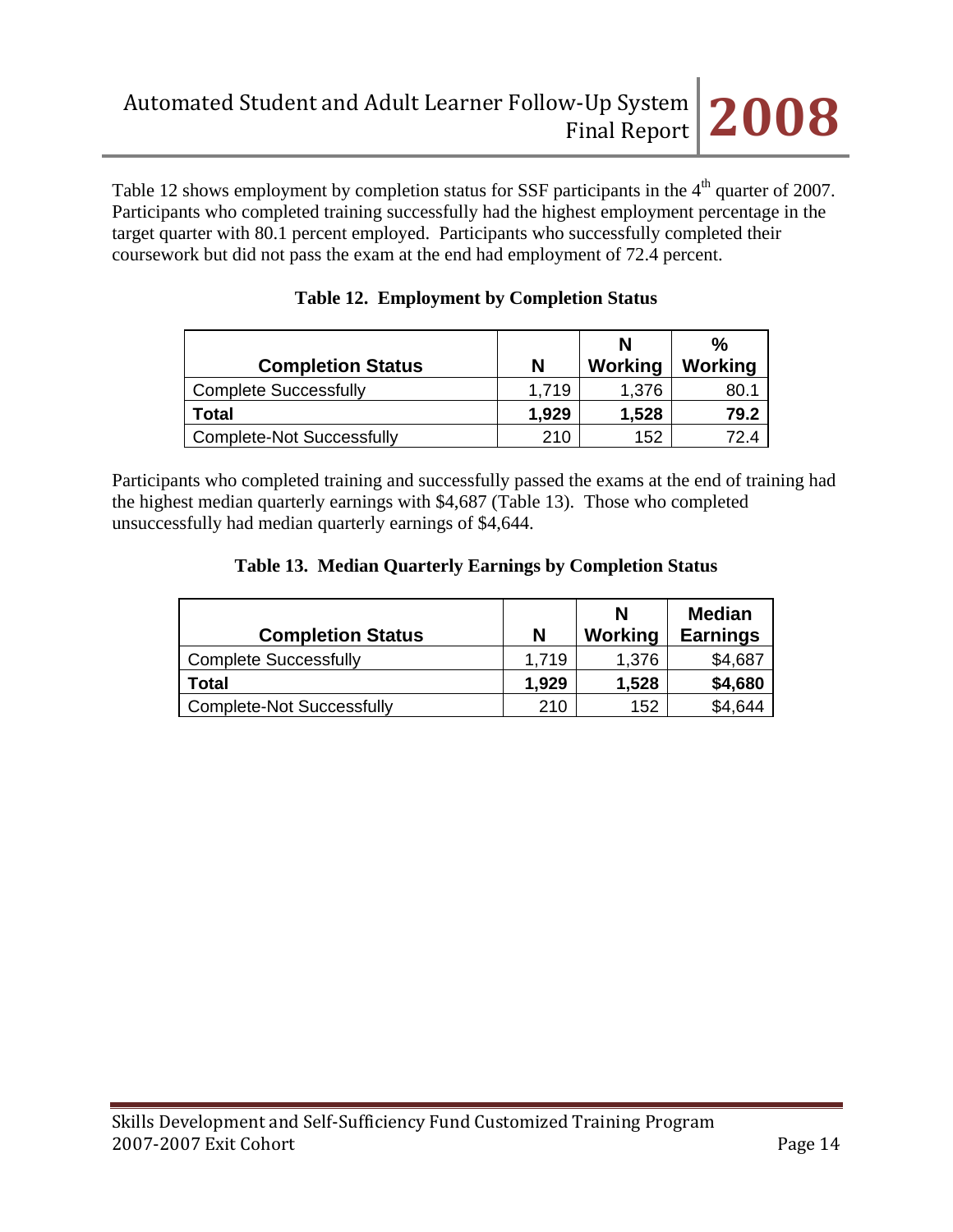Table 12 shows employment by completion status for SSF participants in the 4th quarter of 2007. Participants who completed training successfully had the highest employment percentage in the target quarter with 80.1 percent employed. Participants who successfully completed their coursework but did not pass the exam at the end had employment of 72.4 percent.

**Table 12. Employment by Completion Status**

| Completion Status | N | N Working | % Working |
|---|---|---|---|
| Complete Successfully | 1,719 | 1,376 | 80.1 |
| **Total** | **1,929** | **1,528** | **79.2** |
| Complete-Not Successfully | 210 | 152 | 72.4 |

Participants who completed training and successfully passed the exams at the end of training had the highest median quarterly earnings with $4,687 (Table 13). Those who completed unsuccessfully had median quarterly earnings of $4,644.

**Table 13. Median Quarterly Earnings by Completion Status**

| Completion Status | N | N Working | Median Earnings |
|---|---|---|---|
| Complete Successfully | 1,719 | 1,376 | $4,687 |
| **Total** | **1,929** | **1,528** | **$4,680** |
| Complete-Not Successfully | 210 | 152 | $4,644 |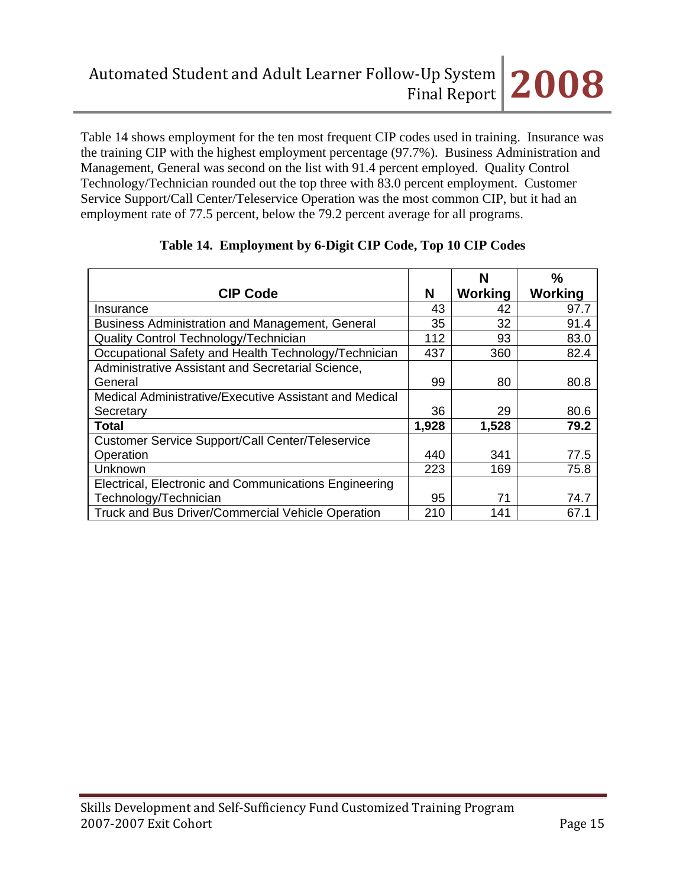Table 14 shows employment for the ten most frequent CIP codes used in training. Insurance was the training CIP with the highest employment percentage (97.7%). Business Administration and Management, General was second on the list with 91.4 percent employed. Quality Control Technology/Technician rounded out the top three with 83.0 percent employment. Customer Service Support/Call Center/Teleservice Operation was the most common CIP, but it had an employment rate of 77.5 percent, below the 79.2 percent average for all programs.

**Table 14. Employment by 6-Digit CIP Code, Top 10 CIP Codes**

| CIP Code | N | N Working | % Working |
|---|---|---|---|
| Insurance | 43 | 42 | 97.7 |
| Business Administration and Management, General | 35 | 32 | 91.4 |
| Quality Control Technology/Technician | 112 | 93 | 83.0 |
| Occupational Safety and Health Technology/Technician | 437 | 360 | 82.4 |
| Administrative Assistant and Secretarial Science, General | 99 | 80 | 80.8 |
| Medical Administrative/Executive Assistant and Medical Secretary | 36 | 29 | 80.6 |
| **Total** | **1,928** | **1,528** | **79.2** |
| Customer Service Support/Call Center/Teleservice Operation | 440 | 341 | 77.5 |
| Unknown | 223 | 169 | 75.8 |
| Electrical, Electronic and Communications Engineering Technology/Technician | 95 | 71 | 74.7 |
| Truck and Bus Driver/Commercial Vehicle Operation | 210 | 141 | 67.1 |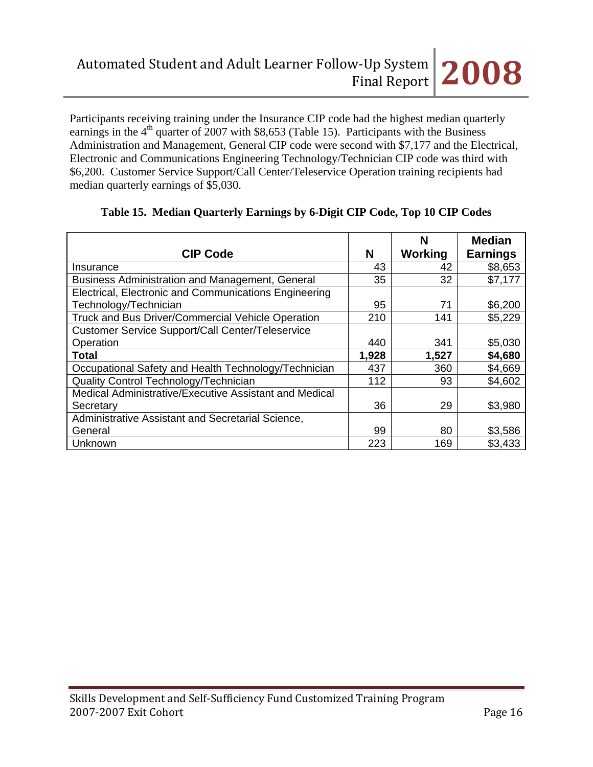Participants receiving training under the Insurance CIP code had the highest median quarterly earnings in the 4th quarter of 2007 with $8,653 (Table 15). Participants with the Business Administration and Management, General CIP code were second with $7,177 and the Electrical, Electronic and Communications Engineering Technology/Technician CIP code was third with $6,200. Customer Service Support/Call Center/Teleservice Operation training recipients had median quarterly earnings of $5,030.

**Table 15. Median Quarterly Earnings by 6-Digit CIP Code, Top 10 CIP Codes**

| CIP Code | N | N Working | Median Earnings |
|---|---|---|---|
| Insurance | 43 | 42 | $8,653 |
| Business Administration and Management, General | 35 | 32 | $7,177 |
| Electrical, Electronic and Communications Engineering Technology/Technician | 95 | 71 | $6,200 |
| Truck and Bus Driver/Commercial Vehicle Operation | 210 | 141 | $5,229 |
| Customer Service Support/Call Center/Teleservice Operation | 440 | 341 | $5,030 |
| **Total** | **1,928** | **1,527** | **$4,680** |
| Occupational Safety and Health Technology/Technician | 437 | 360 | $4,669 |
| Quality Control Technology/Technician | 112 | 93 | $4,602 |
| Medical Administrative/Executive Assistant and Medical Secretary | 36 | 29 | $3,980 |
| Administrative Assistant and Secretarial Science, General | 99 | 80 | $3,586 |
| Unknown | 223 | 169 | $3,433 |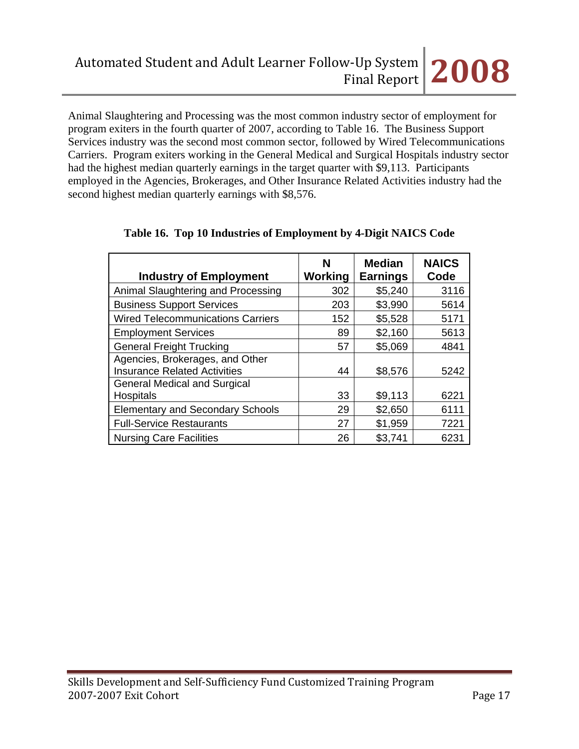Animal Slaughtering and Processing was the most common industry sector of employment for program exiters in the fourth quarter of 2007, according to Table 16. The Business Support Services industry was the second most common sector, followed by Wired Telecommunications Carriers. Program exiters working in the General Medical and Surgical Hospitals industry sector had the highest median quarterly earnings in the target quarter with $9,113. Participants employed in the Agencies, Brokerages, and Other Insurance Related Activities industry had the second highest median quarterly earnings with $8,576.

**Table 16. Top 10 Industries of Employment by 4-Digit NAICS Code**

| Industry of Employment | N Working | Median Earnings | NAICS Code |
|---|---|---|---|
| Animal Slaughtering and Processing | 302 | $5,240 | 3116 |
| Business Support Services | 203 | $3,990 | 5614 |
| Wired Telecommunications Carriers | 152 | $5,528 | 5171 |
| Employment Services | 89 | $2,160 | 5613 |
| General Freight Trucking | 57 | $5,069 | 4841 |
| Agencies, Brokerages, and Other Insurance Related Activities | 44 | $8,576 | 5242 |
| General Medical and Surgical Hospitals | 33 | $9,113 | 6221 |
| Elementary and Secondary Schools | 29 | $2,650 | 6111 |
| Full-Service Restaurants | 27 | $1,959 | 7221 |
| Nursing Care Facilities | 26 | $3,741 | 6231 |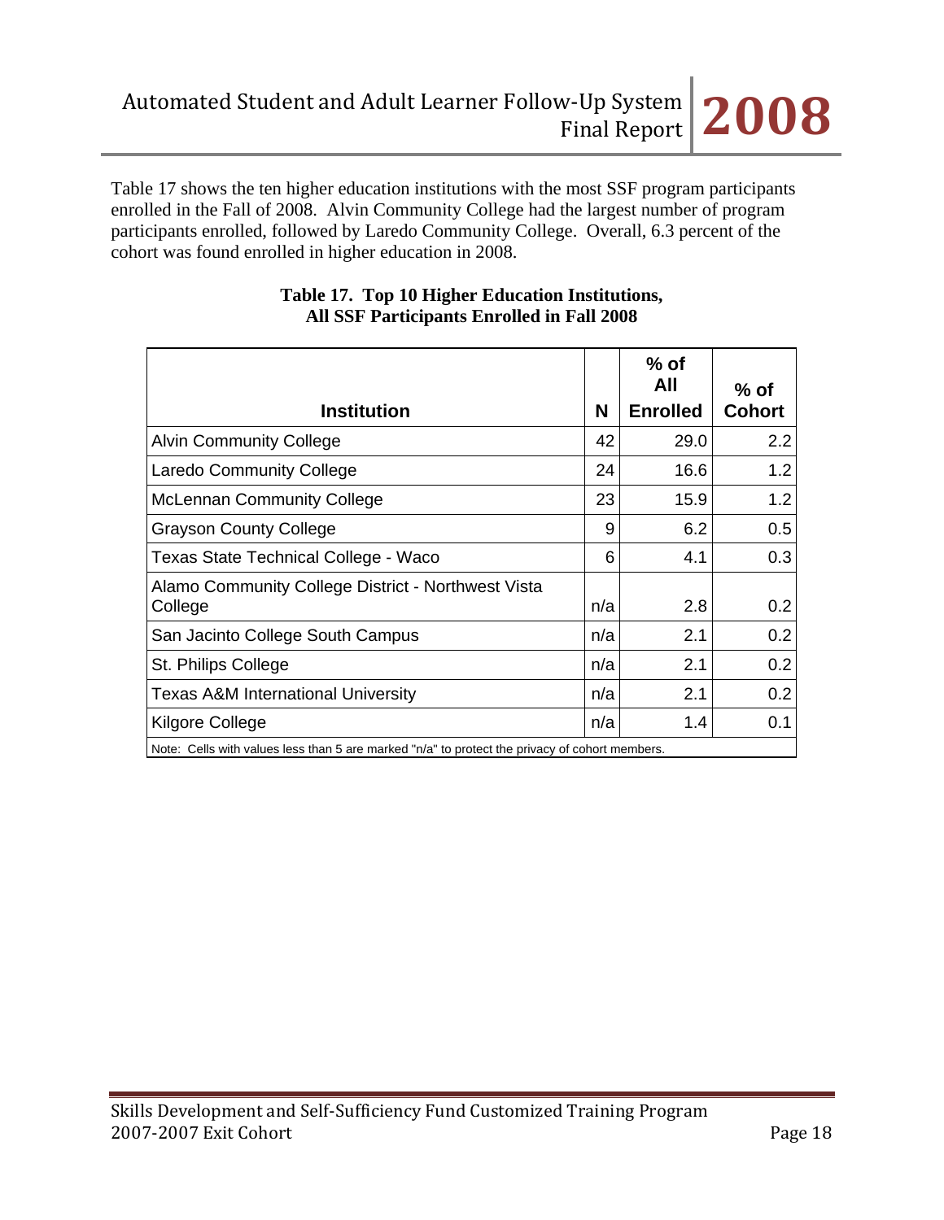Table 17 shows the ten higher education institutions with the most SSF program participants enrolled in the Fall of 2008. Alvin Community College had the largest number of program participants enrolled, followed by Laredo Community College. Overall, 6.3 percent of the cohort was found enrolled in higher education in 2008.

**Table 17. Top 10 Higher Education Institutions, All SSF Participants Enrolled in Fall 2008**

| Institution | N | % of All Enrolled | % of Cohort |
|---|---|---|---|
| Alvin Community College | 42 | 29.0 | 2.2 |
| Laredo Community College | 24 | 16.6 | 1.2 |
| McLennan Community College | 23 | 15.9 | 1.2 |
| Grayson County College | 9 | 6.2 | 0.5 |
| Texas State Technical College - Waco | 6 | 4.1 | 0.3 |
| Alamo Community College District - Northwest Vista College | n/a | 2.8 | 0.2 |
| San Jacinto College South Campus | n/a | 2.1 | 0.2 |
| St. Philips College | n/a | 2.1 | 0.2 |
| Texas A&M International University | n/a | 2.1 | 0.2 |
| Kilgore College | n/a | 1.4 | 0.1 |

Note: Cells with values less than 5 are marked "n/a" to protect the privacy of cohort members.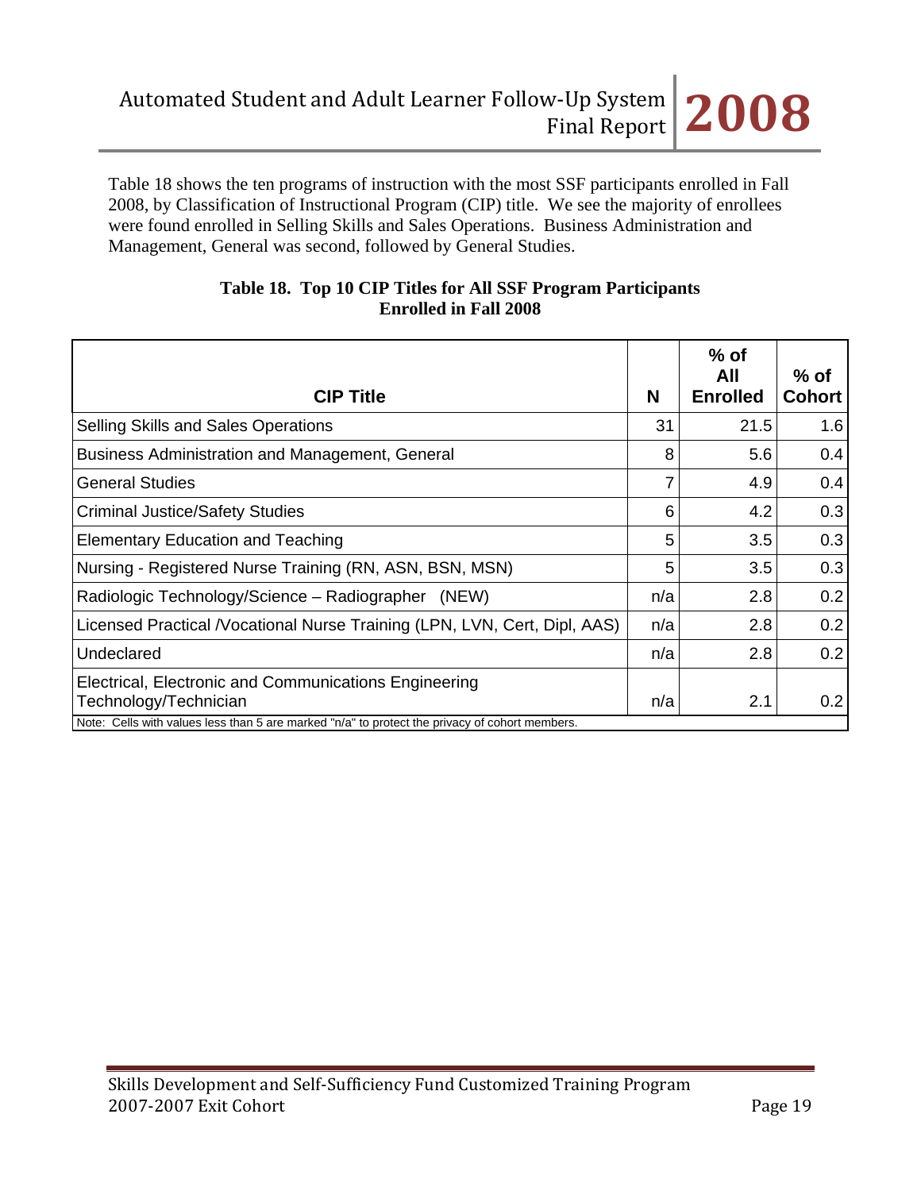Table 18 shows the ten programs of instruction with the most SSF participants enrolled in Fall 2008, by Classification of Instructional Program (CIP) title. We see the majority of enrollees were found enrolled in Selling Skills and Sales Operations. Business Administration and Management, General was second, followed by General Studies.

**Table 18. Top 10 CIP Titles for All SSF Program Participants Enrolled in Fall 2008**

| CIP Title | N | % of All Enrolled | % of Cohort |
|---|---|---|---|
| Selling Skills and Sales Operations | 31 | 21.5 | 1.6 |
| Business Administration and Management, General | 8 | 5.6 | 0.4 |
| General Studies | 7 | 4.9 | 0.4 |
| Criminal Justice/Safety Studies | 6 | 4.2 | 0.3 |
| Elementary Education and Teaching | 5 | 3.5 | 0.3 |
| Nursing - Registered Nurse Training (RN, ASN, BSN, MSN) | 5 | 3.5 | 0.3 |
| Radiologic Technology/Science – Radiographer (NEW) | n/a | 2.8 | 0.2 |
| Licensed Practical /Vocational Nurse Training (LPN, LVN, Cert, Dipl, AAS) | n/a | 2.8 | 0.2 |
| Undeclared | n/a | 2.8 | 0.2 |
| Electrical, Electronic and Communications Engineering Technology/Technician | n/a | 2.1 | 0.2 |

Note: Cells with values less than 5 are marked "n/a" to protect the privacy of cohort members.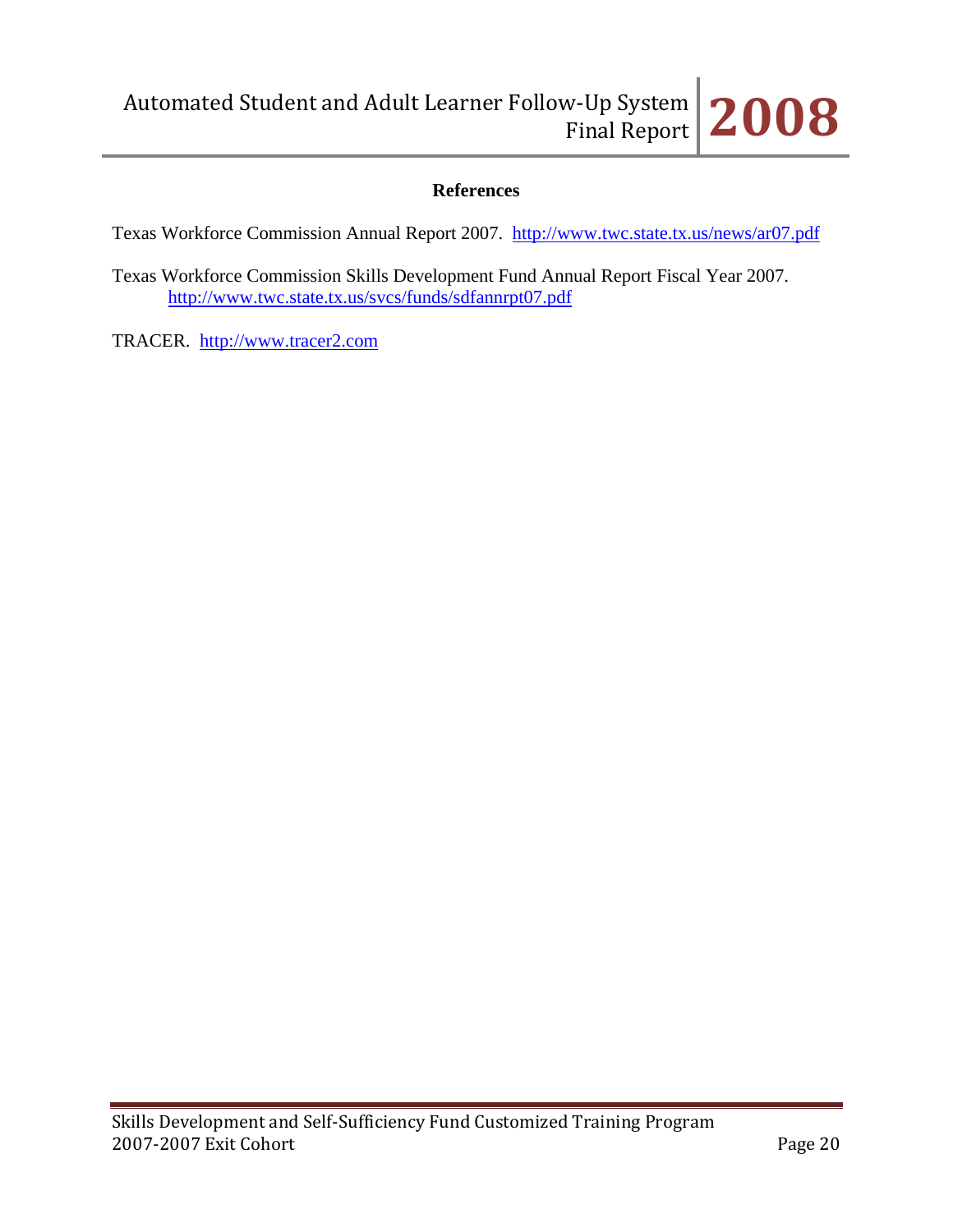## References

Texas Workforce Commission Annual Report 2007. http://www.twc.state.tx.us/news/ar07.pdf

Texas Workforce Commission Skills Development Fund Annual Report Fiscal Year 2007. http://www.twc.state.tx.us/svcs/funds/sdfannrpt07.pdf

TRACER. http://www.tracer2.com